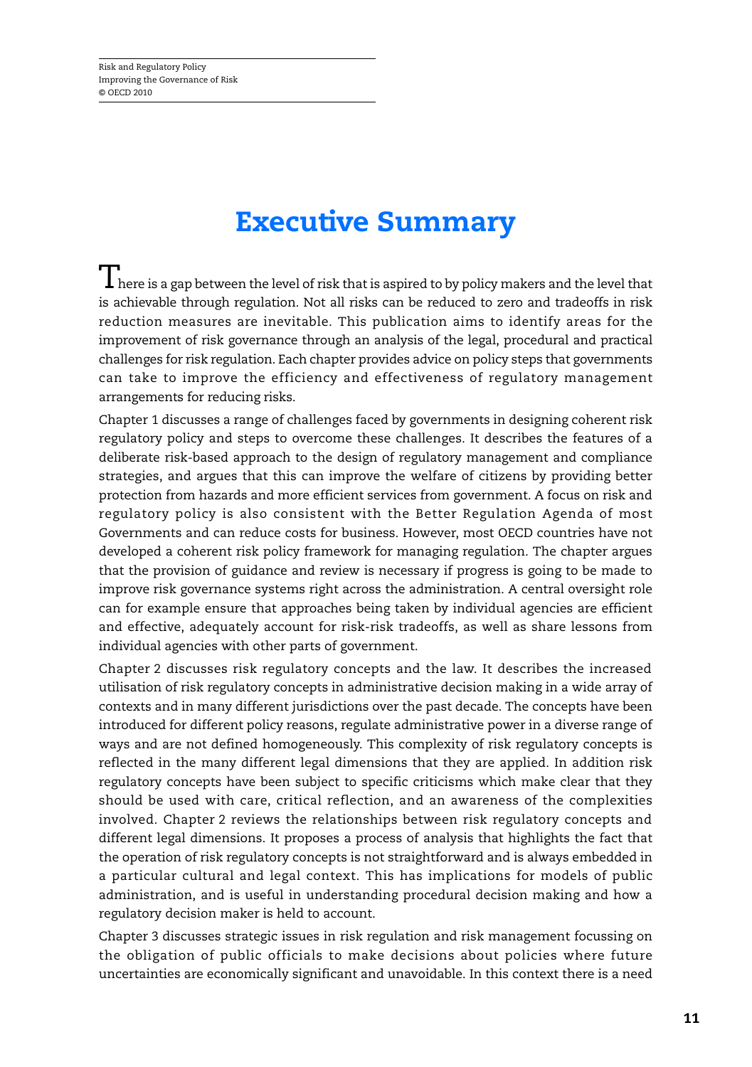# Executive Summary

There is a gap between the level of risk that is aspired to by policy makers and the level that is achievable through regulation. Not all risks can be reduced to zero and tradeoffs in risk reduction measures are inevitable. This publication aims to identify areas for the improvement of risk governance through an analysis of the legal, procedural and practical challenges for risk regulation. Each chapter provides advice on policy steps that governments can take to improve the efficiency and effectiveness of regulatory management arrangements for reducing risks.

Chapter 1 discusses a range of challenges faced by governments in designing coherent risk regulatory policy and steps to overcome these challenges. It describes the features of a deliberate risk-based approach to the design of regulatory management and compliance strategies, and argues that this can improve the welfare of citizens by providing better protection from hazards and more efficient services from government. A focus on risk and regulatory policy is also consistent with the Better Regulation Agenda of most Governments and can reduce costs for business. However, most OECD countries have not developed a coherent risk policy framework for managing regulation. The chapter argues that the provision of guidance and review is necessary if progress is going to be made to improve risk governance systems right across the administration. A central oversight role can for example ensure that approaches being taken by individual agencies are efficient and effective, adequately account for risk-risk tradeoffs, as well as share lessons from individual agencies with other parts of government.

Chapter 2 discusses risk regulatory concepts and the law. It describes the increased utilisation of risk regulatory concepts in administrative decision making in a wide array of contexts and in many different jurisdictions over the past decade. The concepts have been introduced for different policy reasons, regulate administrative power in a diverse range of ways and are not defined homogeneously. This complexity of risk regulatory concepts is reflected in the many different legal dimensions that they are applied. In addition risk regulatory concepts have been subject to specific criticisms which make clear that they should be used with care, critical reflection, and an awareness of the complexities involved. Chapter 2 reviews the relationships between risk regulatory concepts and different legal dimensions. It proposes a process of analysis that highlights the fact that the operation of risk regulatory concepts is not straightforward and is always embedded in a particular cultural and legal context. This has implications for models of public administration, and is useful in understanding procedural decision making and how a regulatory decision maker is held to account.

Chapter 3 discusses strategic issues in risk regulation and risk management focussing on the obligation of public officials to make decisions about policies where future uncertainties are economically significant and unavoidable. In this context there is a need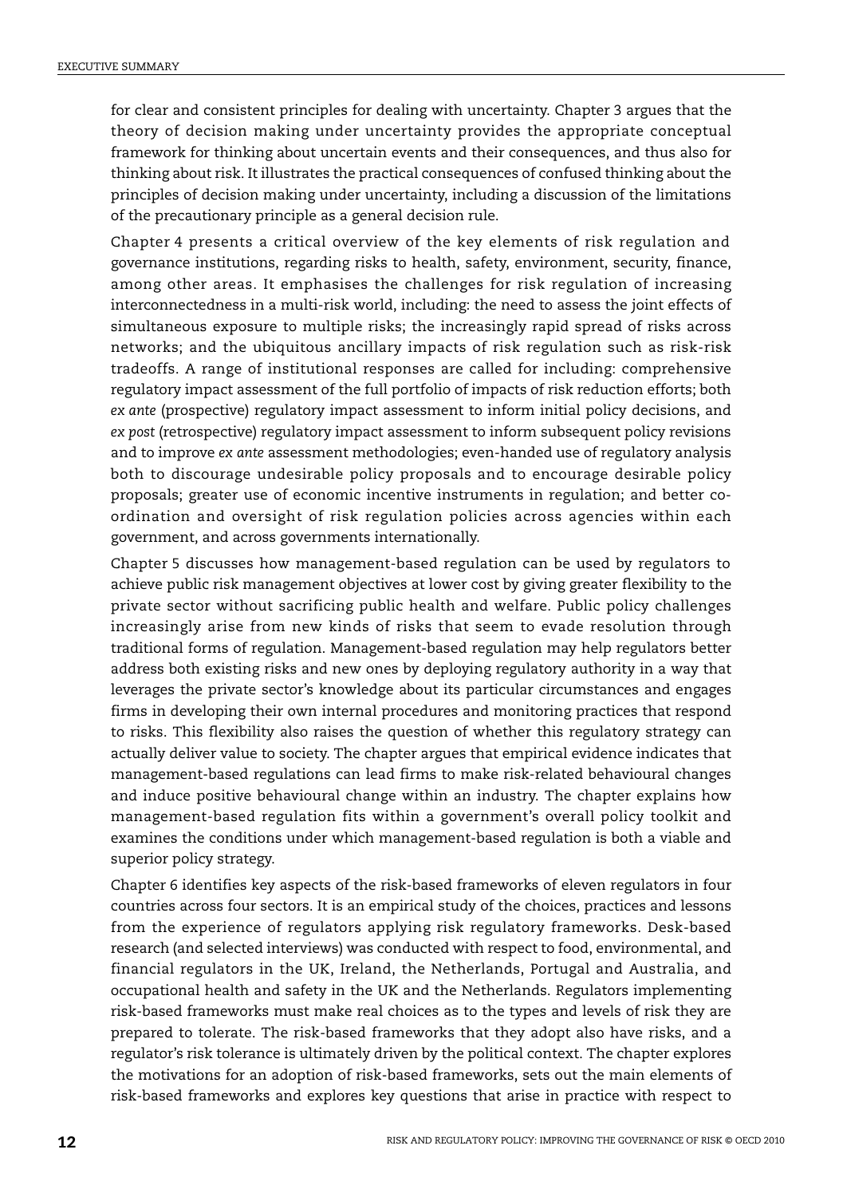for clear and consistent principles for dealing with uncertainty. Chapter 3 argues that the theory of decision making under uncertainty provides the appropriate conceptual framework for thinking about uncertain events and their consequences, and thus also for thinking about risk. It illustrates the practical consequences of confused thinking about the principles of decision making under uncertainty, including a discussion of the limitations of the precautionary principle as a general decision rule.

Chapter 4 presents a critical overview of the key elements of risk regulation and governance institutions, regarding risks to health, safety, environment, security, finance, among other areas. It emphasises the challenges for risk regulation of increasing interconnectedness in a multi-risk world, including: the need to assess the joint effects of simultaneous exposure to multiple risks; the increasingly rapid spread of risks across networks; and the ubiquitous ancillary impacts of risk regulation such as risk-risk tradeoffs. A range of institutional responses are called for including: comprehensive regulatory impact assessment of the full portfolio of impacts of risk reduction efforts; both *ex ante* (prospective) regulatory impact assessment to inform initial policy decisions, and *ex post* (retrospective) regulatory impact assessment to inform subsequent policy revisions and to improve *ex ante* assessment methodologies; even-handed use of regulatory analysis both to discourage undesirable policy proposals and to encourage desirable policy proposals; greater use of economic incentive instruments in regulation; and better co-ordination and oversight of risk regulation policies across agencies within each government, and across governments internationally.

Chapter 5 discusses how management-based regulation can be used by regulators to achieve public risk management objectives at lower cost by giving greater flexibility to the private sector without sacrificing public health and welfare. Public policy challenges increasingly arise from new kinds of risks that seem to evade resolution through traditional forms of regulation. Management-based regulation may help regulators better address both existing risks and new ones by deploying regulatory authority in a way that leverages the private sector's knowledge about its particular circumstances and engages firms in developing their own internal procedures and monitoring practices that respond to risks. This flexibility also raises the question of whether this regulatory strategy can actually deliver value to society. The chapter argues that empirical evidence indicates that management-based regulations can lead firms to make risk-related behavioural changes and induce positive behavioural change within an industry. The chapter explains how management-based regulation fits within a government's overall policy toolkit and examines the conditions under which management-based regulation is both a viable and superior policy strategy.

Chapter 6 identifies key aspects of the risk-based frameworks of eleven regulators in four countries across four sectors. It is an empirical study of the choices, practices and lessons from the experience of regulators applying risk regulatory frameworks. Desk-based research (and selected interviews) was conducted with respect to food, environmental, and financial regulators in the UK, Ireland, the Netherlands, Portugal and Australia, and occupational health and safety in the UK and the Netherlands. Regulators implementing risk-based frameworks must make real choices as to the types and levels of risk they are prepared to tolerate. The risk-based frameworks that they adopt also have risks, and a regulator's risk tolerance is ultimately driven by the political context. The chapter explores the motivations for an adoption of risk-based frameworks, sets out the main elements of risk-based frameworks and explores key questions that arise in practice with respect to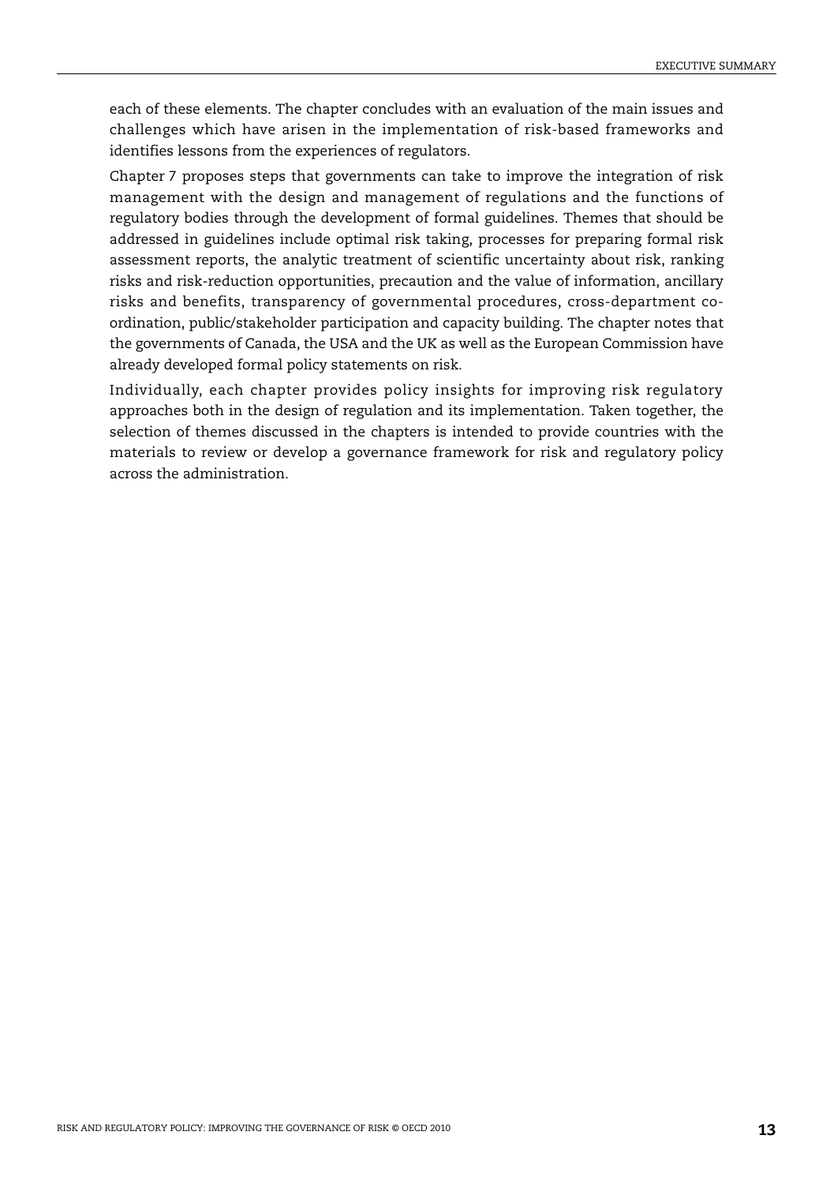each of these elements. The chapter concludes with an evaluation of the main issues and challenges which have arisen in the implementation of risk-based frameworks and identifies lessons from the experiences of regulators.

Chapter 7 proposes steps that governments can take to improve the integration of risk management with the design and management of regulations and the functions of regulatory bodies through the development of formal guidelines. Themes that should be addressed in guidelines include optimal risk taking, processes for preparing formal risk assessment reports, the analytic treatment of scientific uncertainty about risk, ranking risks and risk-reduction opportunities, precaution and the value of information, ancillary risks and benefits, transparency of governmental procedures, cross-department co-ordination, public/stakeholder participation and capacity building. The chapter notes that the governments of Canada, the USA and the UK as well as the European Commission have already developed formal policy statements on risk.

Individually, each chapter provides policy insights for improving risk regulatory approaches both in the design of regulation and its implementation. Taken together, the selection of themes discussed in the chapters is intended to provide countries with the materials to review or develop a governance framework for risk and regulatory policy across the administration.